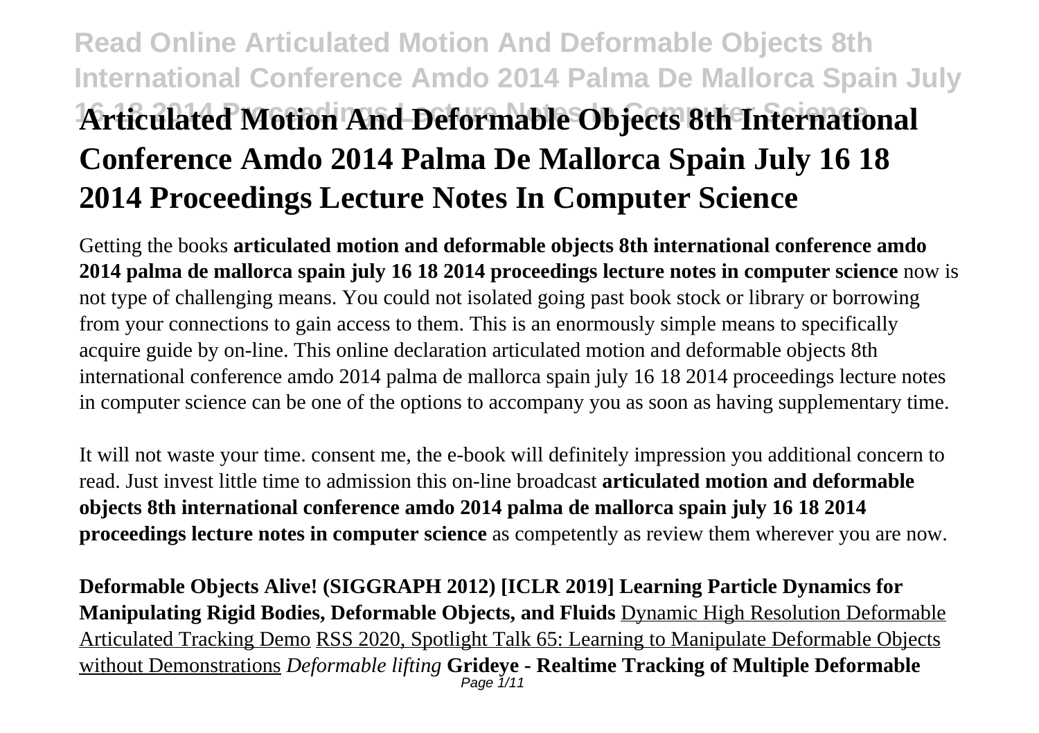# Articulated Motion And Deformable Objects 8th International Conference Amdo 2014 Palma De Mallorca Spain July 16 18 2014 Proceedings Lecture Notes In Computer Science

Getting the books **articulated motion and deformable objects 8th international conference amdo 2014 palma de mallorca spain july 16 18 2014 proceedings lecture notes in computer science** now is not type of challenging means. You could not isolated going past book stock or library or borrowing from your connections to gain access to them. This is an enormously simple means to specifically acquire guide by on-line. This online declaration articulated motion and deformable objects 8th international conference amdo 2014 palma de mallorca spain july 16 18 2014 proceedings lecture notes in computer science can be one of the options to accompany you as soon as having supplementary time.

It will not waste your time. consent me, the e-book will definitely impression you additional concern to read. Just invest little time to admission this on-line broadcast **articulated motion and deformable objects 8th international conference amdo 2014 palma de mallorca spain july 16 18 2014 proceedings lecture notes in computer science** as competently as review them wherever you are now.

**Deformable Objects Alive! (SIGGRAPH 2012) [ICLR 2019] Learning Particle Dynamics for Manipulating Rigid Bodies, Deformable Objects, and Fluids** Dynamic High Resolution Deformable Articulated Tracking Demo RSS 2020, Spotlight Talk 65: Learning to Manipulate Deformable Objects without Demonstrations *Deformable lifting* **Grideye - Realtime Tracking of Multiple Deformable**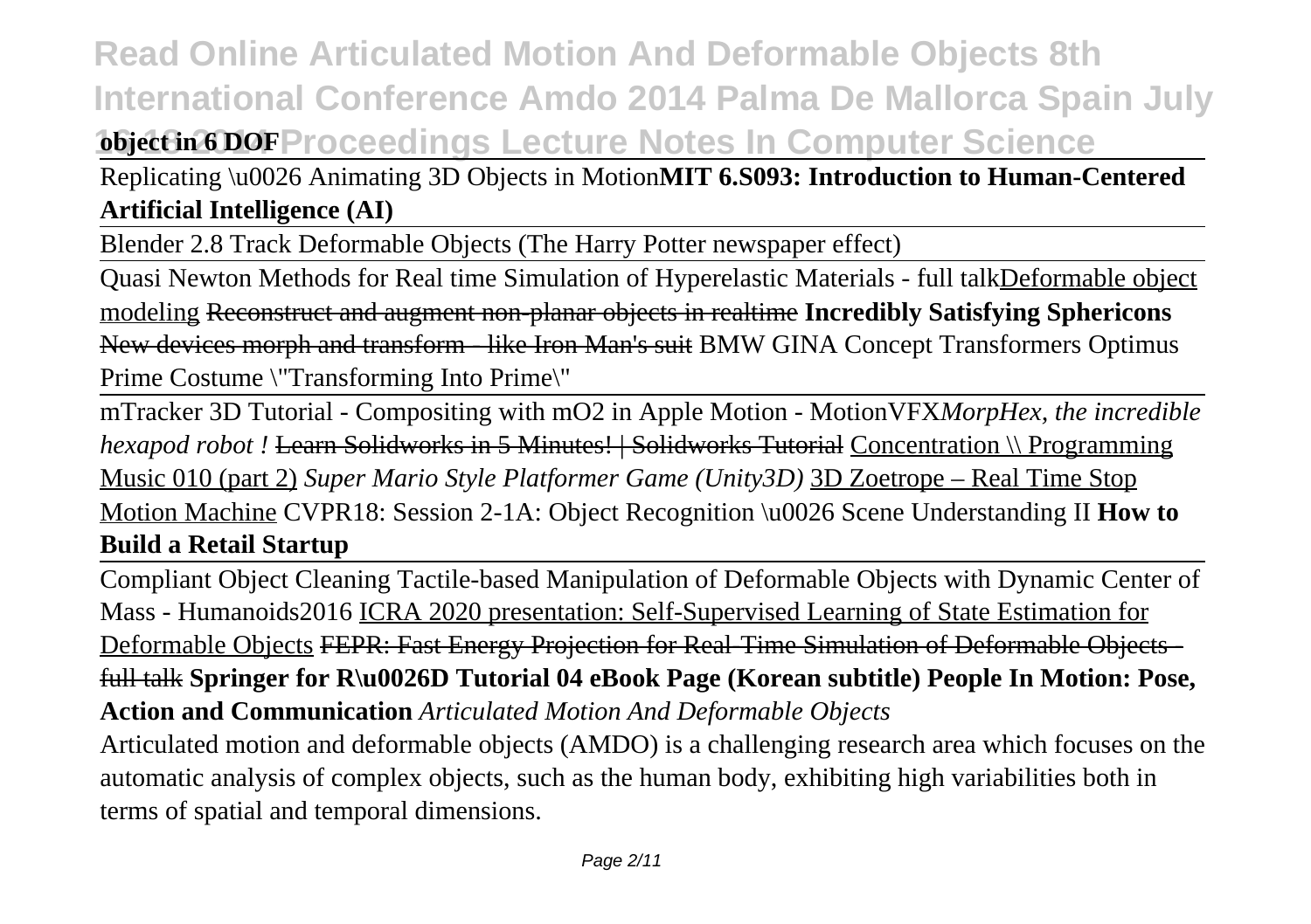**object in 6 DOF**

Replicating \u0026 Animating 3D Objects in Motion**MIT 6.S093: Introduction to Human-Centered Artificial Intelligence (AI)**

Blender 2.8 Track Deformable Objects (The Harry Potter newspaper effect)

Quasi Newton Methods for Real time Simulation of Hyperelastic Materials - full talkDeformable object modeling ~~Reconstruct and augment non-planar objects in realtime~~ **Incredibly Satisfying Sphericons** ~~New devices morph and transform - like Iron Man's suit~~ BMW GINA Concept Transformers Optimus Prime Costume \"Transforming Into Prime\"

mTracker 3D Tutorial - Compositing with mO2 in Apple Motion - MotionVFX*MorpHex, the incredible hexapod robot !* ~~Learn Solidworks in 5 Minutes! | Solidworks Tutorial~~ Concentration \\ Programming Music 010 (part 2) *Super Mario Style Platformer Game (Unity3D)* 3D Zoetrope – Real Time Stop Motion Machine CVPR18: Session 2-1A: Object Recognition \u0026 Scene Understanding II **How to Build a Retail Startup**

Compliant Object Cleaning Tactile-based Manipulation of Deformable Objects with Dynamic Center of Mass - Humanoids2016 ICRA 2020 presentation: Self-Supervised Learning of State Estimation for Deformable Objects ~~FEPR: Fast Energy Projection for Real-Time Simulation of Deformable Objects - full talk~~ **Springer for R\u0026D Tutorial 04 eBook Page (Korean subtitle) People In Motion: Pose, Action and Communication** *Articulated Motion And Deformable Objects*

Articulated motion and deformable objects (AMDO) is a challenging research area which focuses on the automatic analysis of complex objects, such as the human body, exhibiting high variabilities both in terms of spatial and temporal dimensions.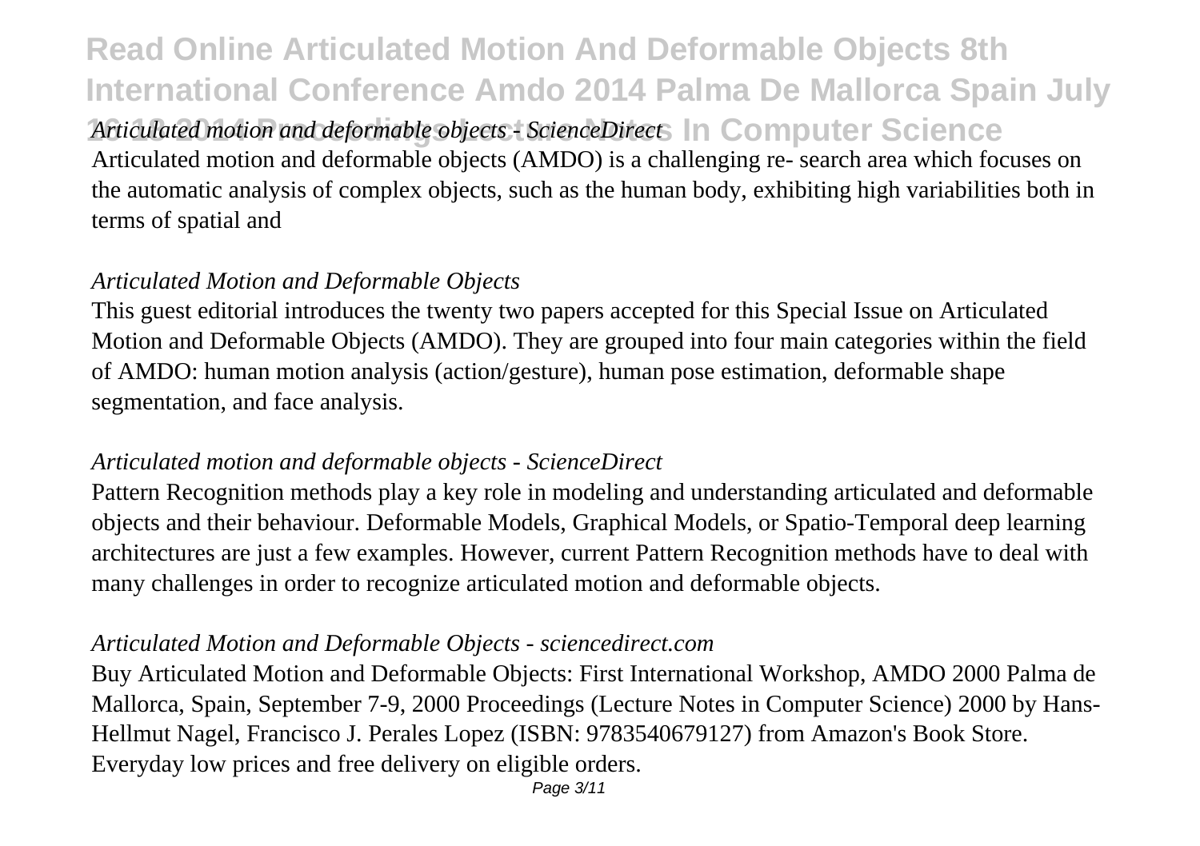*Articulated motion and deformable objects - ScienceDirect*

Articulated motion and deformable objects (AMDO) is a challenging re- search area which focuses on the automatic analysis of complex objects, such as the human body, exhibiting high variabilities both in terms of spatial and

*Articulated Motion and Deformable Objects*

This guest editorial introduces the twenty two papers accepted for this Special Issue on Articulated Motion and Deformable Objects (AMDO). They are grouped into four main categories within the field of AMDO: human motion analysis (action/gesture), human pose estimation, deformable shape segmentation, and face analysis.

*Articulated motion and deformable objects - ScienceDirect*

Pattern Recognition methods play a key role in modeling and understanding articulated and deformable objects and their behaviour. Deformable Models, Graphical Models, or Spatio-Temporal deep learning architectures are just a few examples. However, current Pattern Recognition methods have to deal with many challenges in order to recognize articulated motion and deformable objects.

*Articulated Motion and Deformable Objects - sciencedirect.com*

Buy Articulated Motion and Deformable Objects: First International Workshop, AMDO 2000 Palma de Mallorca, Spain, September 7-9, 2000 Proceedings (Lecture Notes in Computer Science) 2000 by Hans-Hellmut Nagel, Francisco J. Perales Lopez (ISBN: 9783540679127) from Amazon's Book Store. Everyday low prices and free delivery on eligible orders.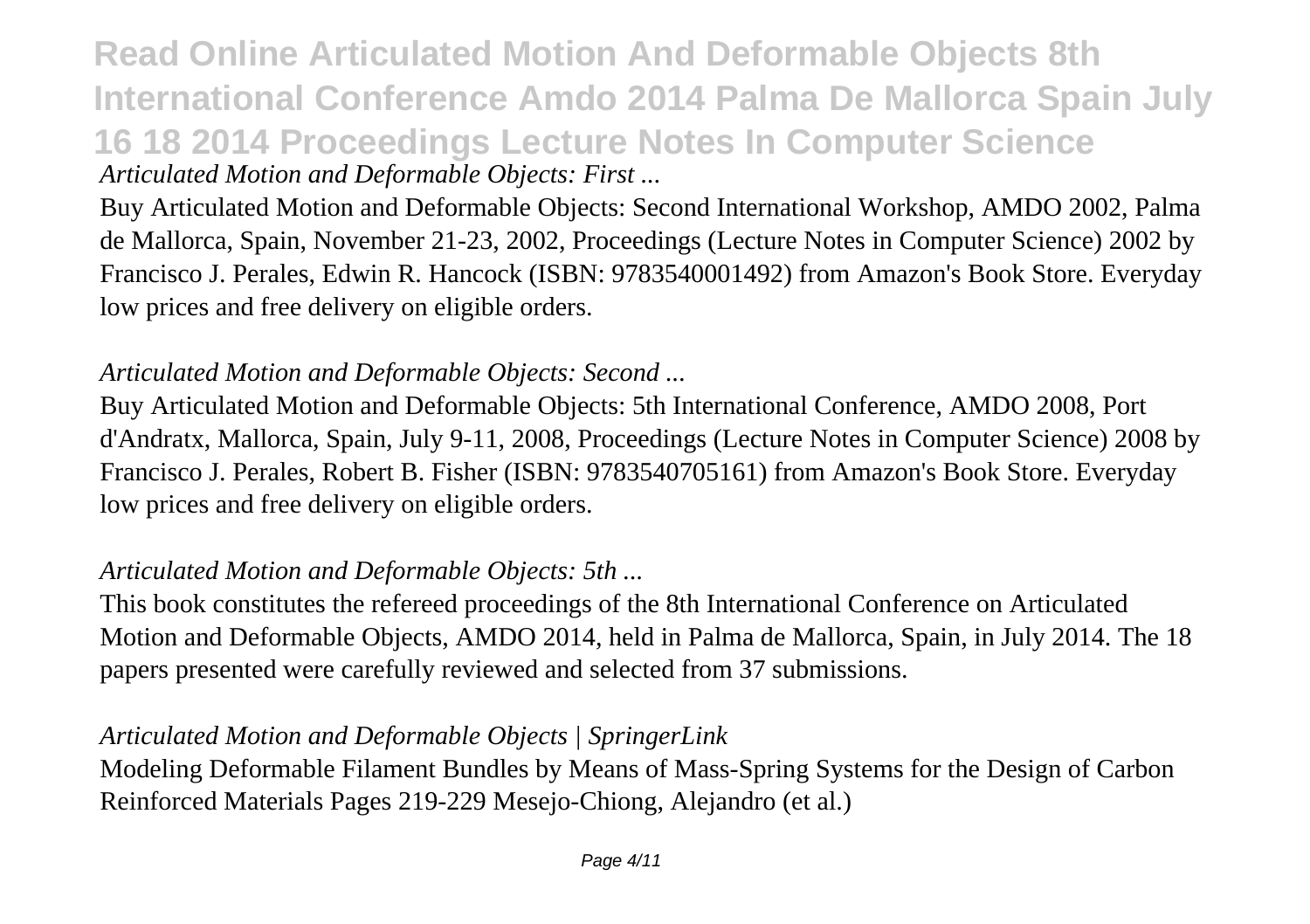*Articulated Motion and Deformable Objects: First ...*

Buy Articulated Motion and Deformable Objects: Second International Workshop, AMDO 2002, Palma de Mallorca, Spain, November 21-23, 2002, Proceedings (Lecture Notes in Computer Science) 2002 by Francisco J. Perales, Edwin R. Hancock (ISBN: 9783540001492) from Amazon's Book Store. Everyday low prices and free delivery on eligible orders.

*Articulated Motion and Deformable Objects: Second ...*

Buy Articulated Motion and Deformable Objects: 5th International Conference, AMDO 2008, Port d'Andratx, Mallorca, Spain, July 9-11, 2008, Proceedings (Lecture Notes in Computer Science) 2008 by Francisco J. Perales, Robert B. Fisher (ISBN: 9783540705161) from Amazon's Book Store. Everyday low prices and free delivery on eligible orders.

*Articulated Motion and Deformable Objects: 5th ...*

This book constitutes the refereed proceedings of the 8th International Conference on Articulated Motion and Deformable Objects, AMDO 2014, held in Palma de Mallorca, Spain, in July 2014. The 18 papers presented were carefully reviewed and selected from 37 submissions.

*Articulated Motion and Deformable Objects | SpringerLink*

Modeling Deformable Filament Bundles by Means of Mass-Spring Systems for the Design of Carbon Reinforced Materials Pages 219-229 Mesejo-Chiong, Alejandro (et al.)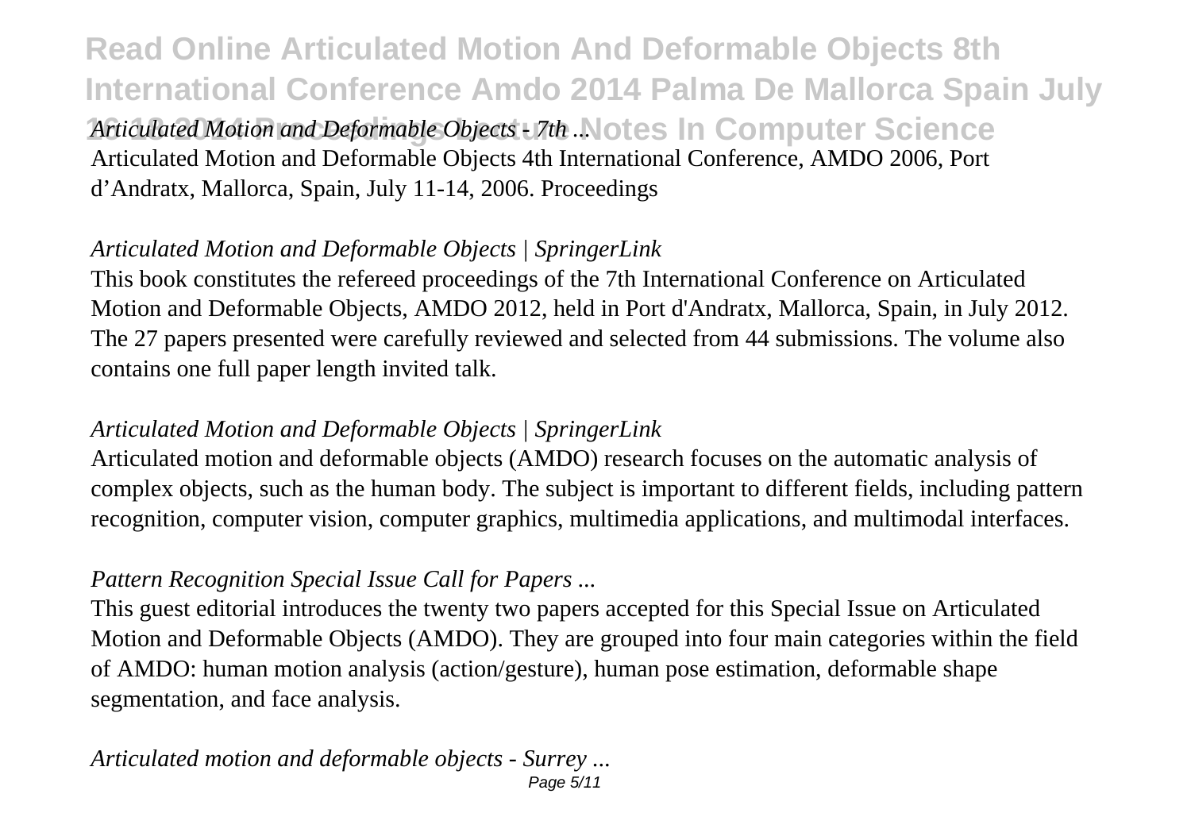*Articulated Motion and Deformable Objects - 7th ...*

Articulated Motion and Deformable Objects 4th International Conference, AMDO 2006, Port d'Andratx, Mallorca, Spain, July 11-14, 2006. Proceedings

*Articulated Motion and Deformable Objects | SpringerLink*

This book constitutes the refereed proceedings of the 7th International Conference on Articulated Motion and Deformable Objects, AMDO 2012, held in Port d'Andratx, Mallorca, Spain, in July 2012. The 27 papers presented were carefully reviewed and selected from 44 submissions. The volume also contains one full paper length invited talk.

*Articulated Motion and Deformable Objects | SpringerLink*

Articulated motion and deformable objects (AMDO) research focuses on the automatic analysis of complex objects, such as the human body. The subject is important to different fields, including pattern recognition, computer vision, computer graphics, multimedia applications, and multimodal interfaces.

*Pattern Recognition Special Issue Call for Papers ...*

This guest editorial introduces the twenty two papers accepted for this Special Issue on Articulated Motion and Deformable Objects (AMDO). They are grouped into four main categories within the field of AMDO: human motion analysis (action/gesture), human pose estimation, deformable shape segmentation, and face analysis.

*Articulated motion and deformable objects - Surrey ...*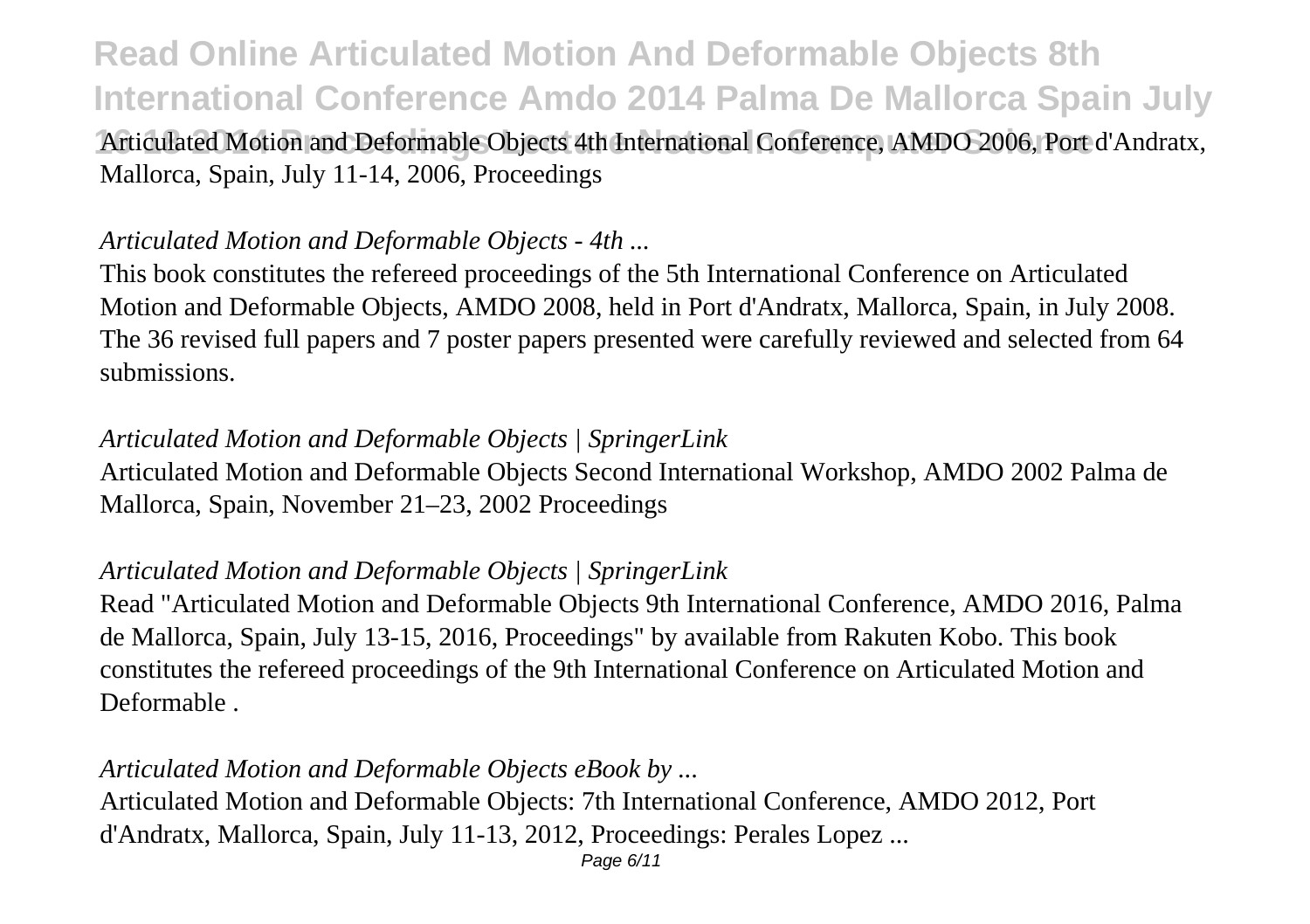Articulated Motion and Deformable Objects 4th International Conference, AMDO 2006, Port d'Andratx, Mallorca, Spain, July 11-14, 2006, Proceedings

*Articulated Motion and Deformable Objects - 4th ...*

This book constitutes the refereed proceedings of the 5th International Conference on Articulated Motion and Deformable Objects, AMDO 2008, held in Port d'Andratx, Mallorca, Spain, in July 2008. The 36 revised full papers and 7 poster papers presented were carefully reviewed and selected from 64 submissions.

*Articulated Motion and Deformable Objects | SpringerLink*

Articulated Motion and Deformable Objects Second International Workshop, AMDO 2002 Palma de Mallorca, Spain, November 21–23, 2002 Proceedings

*Articulated Motion and Deformable Objects | SpringerLink*

Read "Articulated Motion and Deformable Objects 9th International Conference, AMDO 2016, Palma de Mallorca, Spain, July 13-15, 2016, Proceedings" by available from Rakuten Kobo. This book constitutes the refereed proceedings of the 9th International Conference on Articulated Motion and Deformable .

*Articulated Motion and Deformable Objects eBook by ...*

Articulated Motion and Deformable Objects: 7th International Conference, AMDO 2012, Port d'Andratx, Mallorca, Spain, July 11-13, 2012, Proceedings: Perales Lopez ...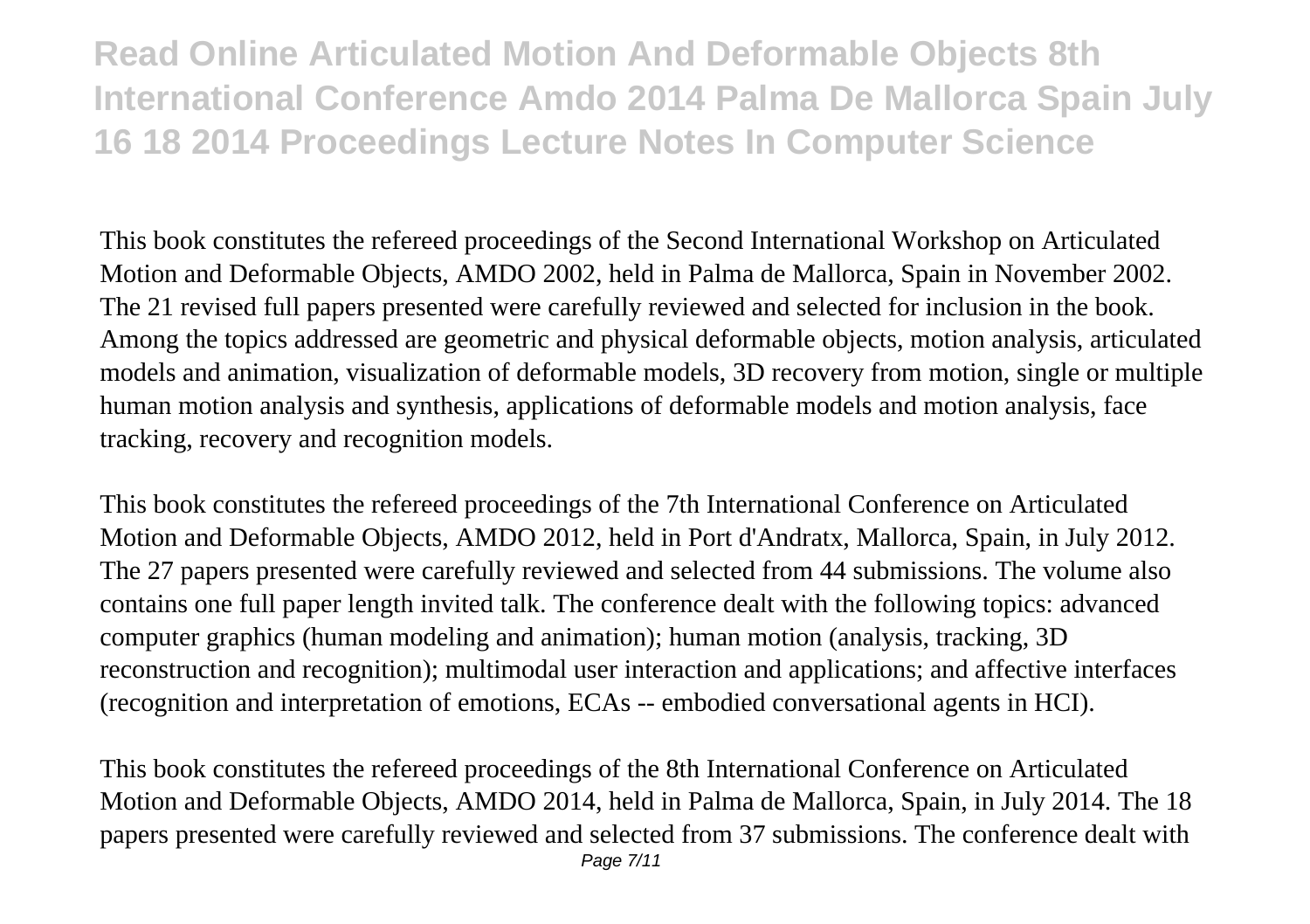This book constitutes the refereed proceedings of the Second International Workshop on Articulated Motion and Deformable Objects, AMDO 2002, held in Palma de Mallorca, Spain in November 2002. The 21 revised full papers presented were carefully reviewed and selected for inclusion in the book. Among the topics addressed are geometric and physical deformable objects, motion analysis, articulated models and animation, visualization of deformable models, 3D recovery from motion, single or multiple human motion analysis and synthesis, applications of deformable models and motion analysis, face tracking, recovery and recognition models.

This book constitutes the refereed proceedings of the 7th International Conference on Articulated Motion and Deformable Objects, AMDO 2012, held in Port d'Andratx, Mallorca, Spain, in July 2012. The 27 papers presented were carefully reviewed and selected from 44 submissions. The volume also contains one full paper length invited talk. The conference dealt with the following topics: advanced computer graphics (human modeling and animation); human motion (analysis, tracking, 3D reconstruction and recognition); multimodal user interaction and applications; and affective interfaces (recognition and interpretation of emotions, ECAs -- embodied conversational agents in HCI).

This book constitutes the refereed proceedings of the 8th International Conference on Articulated Motion and Deformable Objects, AMDO 2014, held in Palma de Mallorca, Spain, in July 2014. The 18 papers presented were carefully reviewed and selected from 37 submissions. The conference dealt with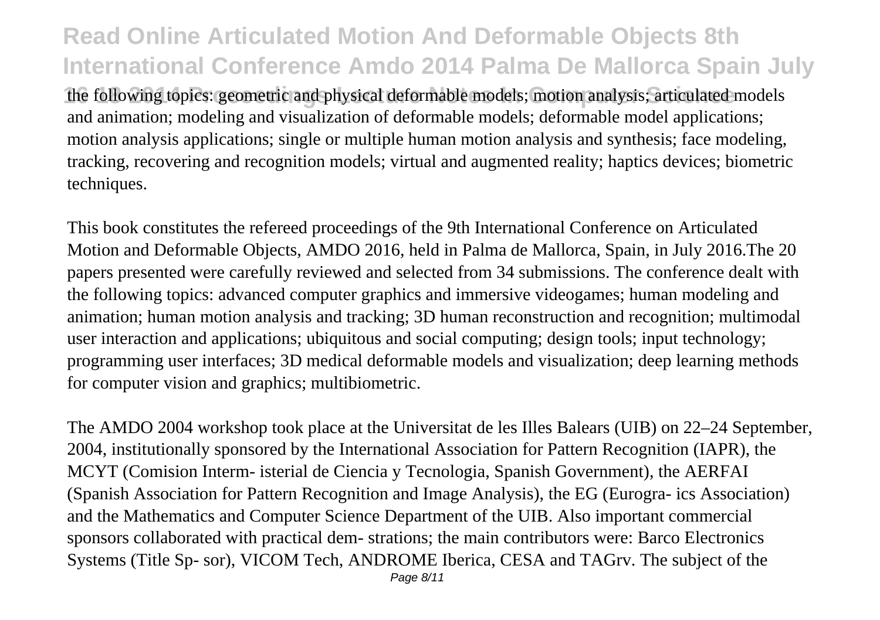the following topics: geometric and physical deformable models; motion analysis; articulated models and animation; modeling and visualization of deformable models; deformable model applications; motion analysis applications; single or multiple human motion analysis and synthesis; face modeling, tracking, recovering and recognition models; virtual and augmented reality; haptics devices; biometric techniques.

This book constitutes the refereed proceedings of the 9th International Conference on Articulated Motion and Deformable Objects, AMDO 2016, held in Palma de Mallorca, Spain, in July 2016.The 20 papers presented were carefully reviewed and selected from 34 submissions. The conference dealt with the following topics: advanced computer graphics and immersive videogames; human modeling and animation; human motion analysis and tracking; 3D human reconstruction and recognition; multimodal user interaction and applications; ubiquitous and social computing; design tools; input technology; programming user interfaces; 3D medical deformable models and visualization; deep learning methods for computer vision and graphics; multibiometric.

The AMDO 2004 workshop took place at the Universitat de les Illes Balears (UIB) on 22–24 September, 2004, institutionally sponsored by the International Association for Pattern Recognition (IAPR), the MCYT (Comision Interm- isterial de Ciencia y Tecnologia, Spanish Government), the AERFAI (Spanish Association for Pattern Recognition and Image Analysis), the EG (Eurogra- ics Association) and the Mathematics and Computer Science Department of the UIB. Also important commercial sponsors collaborated with practical dem- strations; the main contributors were: Barco Electronics Systems (Title Sp- sor), VICOM Tech, ANDROME Iberica, CESA and TAGrv. The subject of the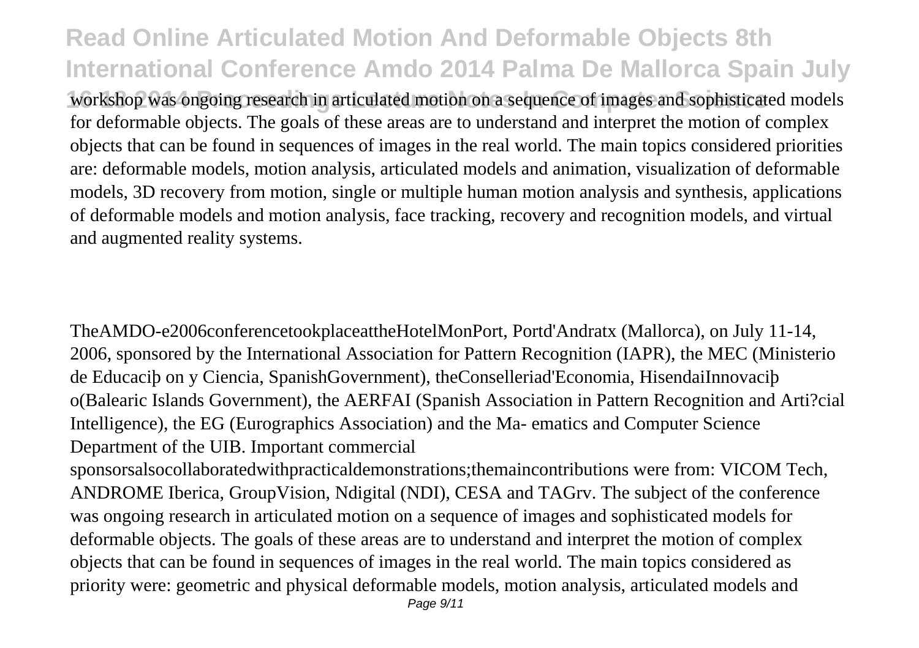workshop was ongoing research in articulated motion on a sequence of images and sophisticated models for deformable objects. The goals of these areas are to understand and interpret the motion of complex objects that can be found in sequences of images in the real world. The main topics considered priorities are: deformable models, motion analysis, articulated models and animation, visualization of deformable models, 3D recovery from motion, single or multiple human motion analysis and synthesis, applications of deformable models and motion analysis, face tracking, recovery and recognition models, and virtual and augmented reality systems.

TheAMDO-e2006conferencetookplaceattheHotelMonPort, Portd'Andratx (Mallorca), on July 11-14, 2006, sponsored by the International Association for Pattern Recognition (IAPR), the MEC (Ministerio de Educaciþ on y Ciencia, SpanishGovernment), theConselleriad'Economia, HisendaiInnovaciþ o(Balearic Islands Government), the AERFAI (Spanish Association in Pattern Recognition and Arti?cial Intelligence), the EG (Eurographics Association) and the Ma- ematics and Computer Science Department of the UIB. Important commercial sponsorsalsocollaboratedwithpracticaldemonstrations;themaincontributions were from: VICOM Tech, ANDROME Iberica, GroupVision, Ndigital (NDI), CESA and TAGrv. The subject of the conference was ongoing research in articulated motion on a sequence of images and sophisticated models for deformable objects. The goals of these areas are to understand and interpret the motion of complex objects that can be found in sequences of images in the real world. The main topics considered as priority were: geometric and physical deformable models, motion analysis, articulated models and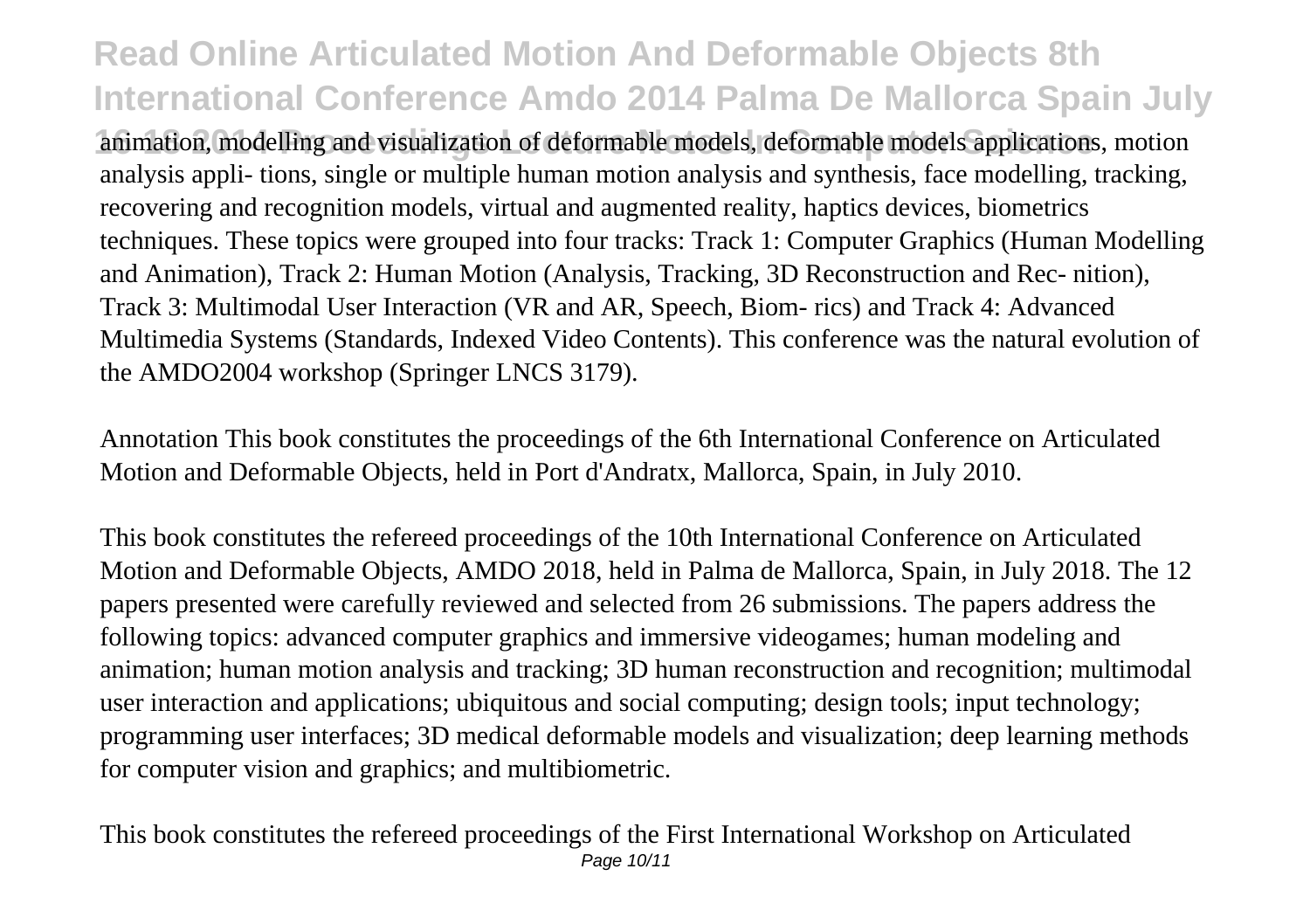animation, modelling and visualization of deformable models, deformable models applications, motion analysis appli- tions, single or multiple human motion analysis and synthesis, face modelling, tracking, recovering and recognition models, virtual and augmented reality, haptics devices, biometrics techniques. These topics were grouped into four tracks: Track 1: Computer Graphics (Human Modelling and Animation), Track 2: Human Motion (Analysis, Tracking, 3D Reconstruction and Rec- nition), Track 3: Multimodal User Interaction (VR and AR, Speech, Biom- rics) and Track 4: Advanced Multimedia Systems (Standards, Indexed Video Contents). This conference was the natural evolution of the AMDO2004 workshop (Springer LNCS 3179).

Annotation This book constitutes the proceedings of the 6th International Conference on Articulated Motion and Deformable Objects, held in Port d'Andratx, Mallorca, Spain, in July 2010.

This book constitutes the refereed proceedings of the 10th International Conference on Articulated Motion and Deformable Objects, AMDO 2018, held in Palma de Mallorca, Spain, in July 2018. The 12 papers presented were carefully reviewed and selected from 26 submissions. The papers address the following topics: advanced computer graphics and immersive videogames; human modeling and animation; human motion analysis and tracking; 3D human reconstruction and recognition; multimodal user interaction and applications; ubiquitous and social computing; design tools; input technology; programming user interfaces; 3D medical deformable models and visualization; deep learning methods for computer vision and graphics; and multibiometric.

This book constitutes the refereed proceedings of the First International Workshop on Articulated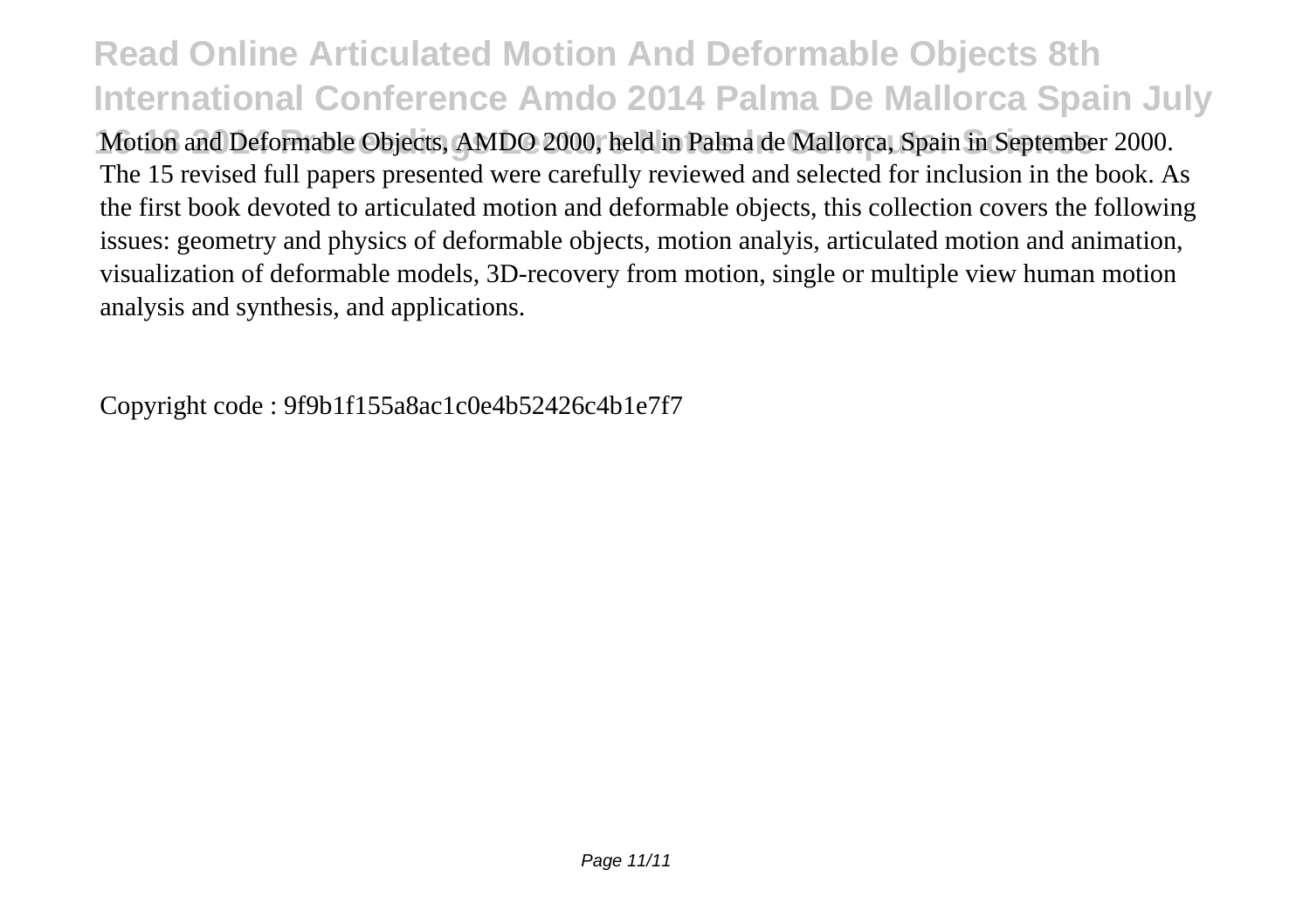Motion and Deformable Objects, AMDO 2000, held in Palma de Mallorca, Spain in September 2000. The 15 revised full papers presented were carefully reviewed and selected for inclusion in the book. As the first book devoted to articulated motion and deformable objects, this collection covers the following issues: geometry and physics of deformable objects, motion analyis, articulated motion and animation, visualization of deformable models, 3D-recovery from motion, single or multiple view human motion analysis and synthesis, and applications.

Copyright code : 9f9b1f155a8ac1c0e4b52426c4b1e7f7